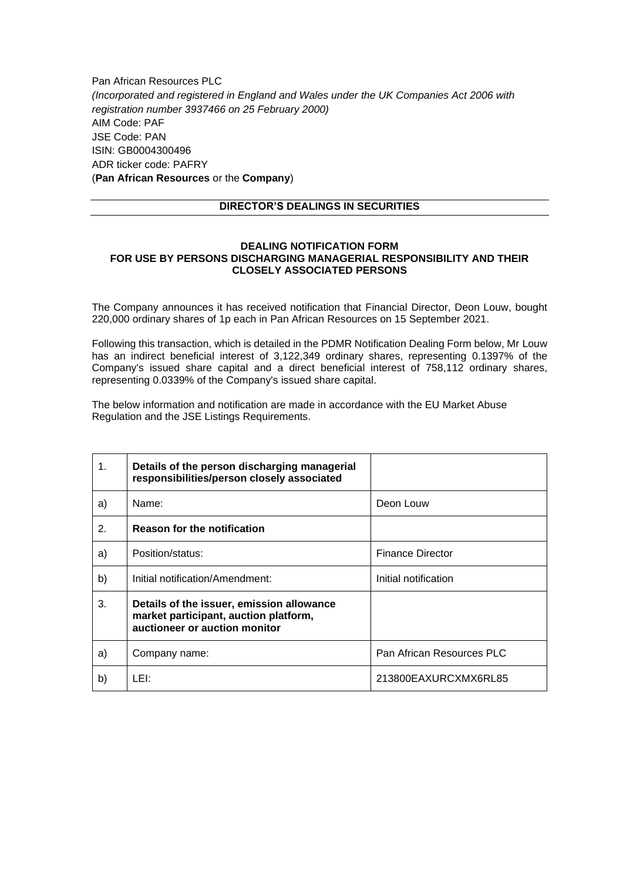Pan African Resources PLC
*(Incorporated and registered in England and Wales under the UK Companies Act 2006 with registration number 3937466 on 25 February 2000)*
AIM Code: PAF
JSE Code: PAN
ISIN: GB0004300496
ADR ticker code: PAFRY
(**Pan African Resources** or the **Company**)

## DIRECTOR'S DEALINGS IN SECURITIES

### DEALING NOTIFICATION FORM
### FOR USE BY PERSONS DISCHARGING MANAGERIAL RESPONSIBILITY AND THEIR CLOSELY ASSOCIATED PERSONS

The Company announces it has received notification that Financial Director, Deon Louw, bought 220,000 ordinary shares of 1p each in Pan African Resources on 15 September 2021.

Following this transaction, which is detailed in the PDMR Notification Dealing Form below, Mr Louw has an indirect beneficial interest of 3,122,349 ordinary shares, representing 0.1397% of the Company's issued share capital and a direct beneficial interest of 758,112 ordinary shares, representing 0.0339% of the Company's issued share capital.

The below information and notification are made in accordance with the EU Market Abuse Regulation and the JSE Listings Requirements.

| | | |
|---|---|---|
| 1. | **Details of the person discharging managerial responsibilities/person closely associated** | |
| a) | Name: | Deon Louw |
| 2. | **Reason for the notification** | |
| a) | Position/status: | Finance Director |
| b) | Initial notification/Amendment: | Initial notification |
| 3. | **Details of the issuer, emission allowance market participant, auction platform, auctioneer or auction monitor** | |
| a) | Company name: | Pan African Resources PLC |
| b) | LEI: | 213800EAXURCXMX6RL85 |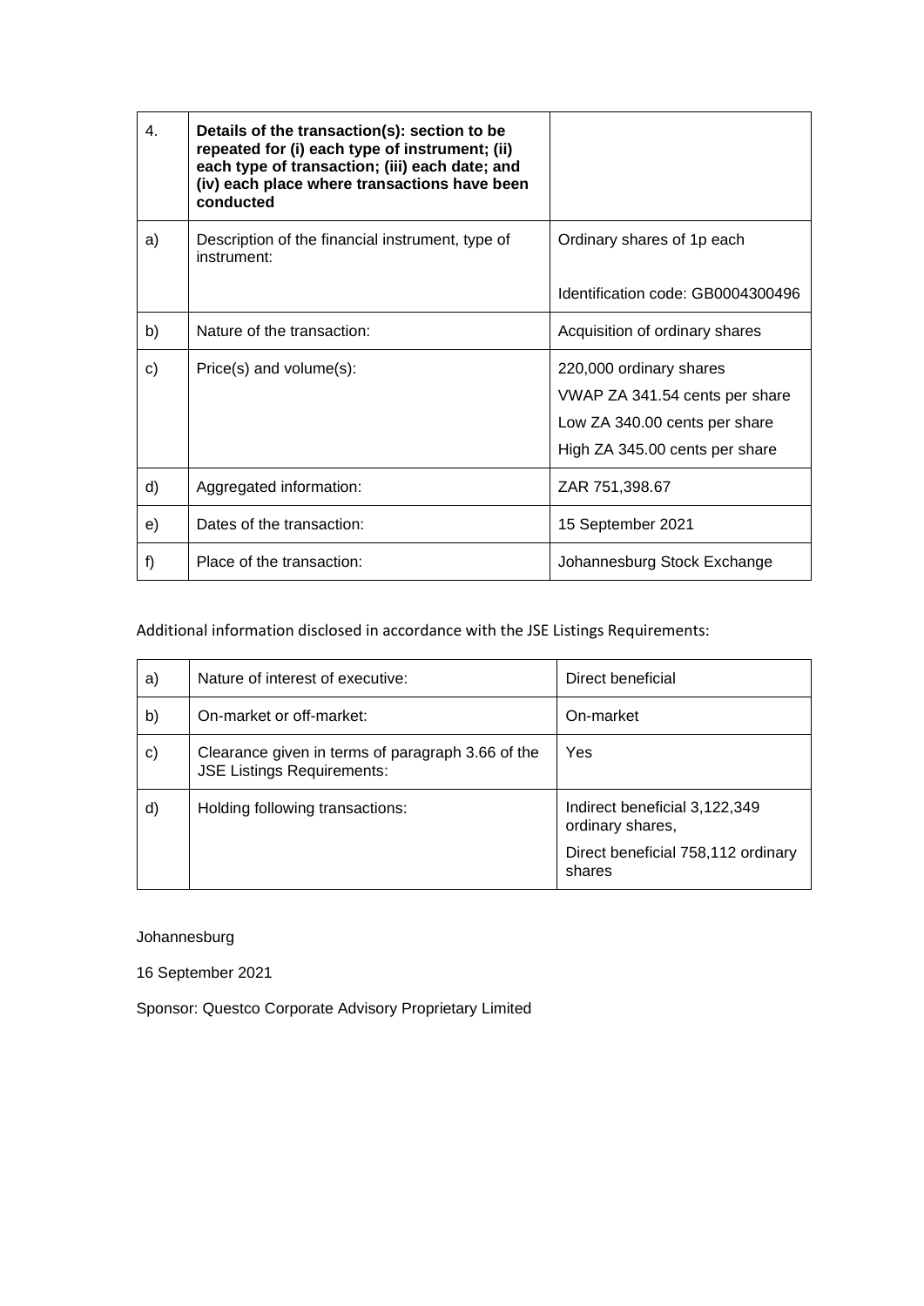| | | |
|---|---|---|
| 4. | **Details of the transaction(s): section to be repeated for (i) each type of instrument; (ii) each type of transaction; (iii) each date; and (iv) each place where transactions have been conducted** | |
| a) | Description of the financial instrument, type of instrument: | Ordinary shares of 1p each<br><br>Identification code: GB0004300496 |
| b) | Nature of the transaction: | Acquisition of ordinary shares |
| c) | Price(s) and volume(s): | 220,000 ordinary shares<br>VWAP ZA 341.54 cents per share<br>Low ZA 340.00 cents per share<br>High ZA 345.00 cents per share |
| d) | Aggregated information: | ZAR 751,398.67 |
| e) | Dates of the transaction: | 15 September 2021 |
| f) | Place of the transaction: | Johannesburg Stock Exchange |

Additional information disclosed in accordance with the JSE Listings Requirements:

| | | |
|---|---|---|
| a) | Nature of interest of executive: | Direct beneficial |
| b) | On-market or off-market: | On-market |
| c) | Clearance given in terms of paragraph 3.66 of the JSE Listings Requirements: | Yes |
| d) | Holding following transactions: | Indirect beneficial 3,122,349 ordinary shares,<br><br>Direct beneficial 758,112 ordinary shares |

Johannesburg

16 September 2021

Sponsor: Questco Corporate Advisory Proprietary Limited